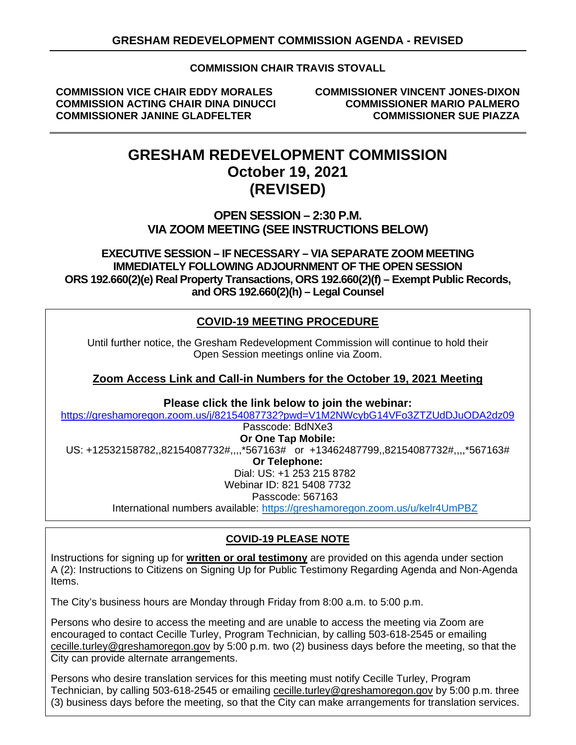# GRESHAM REDEVELOPMENT COMMISSION AGENDA - REVISED

**COMMISSION CHAIR TRAVIS STOVALL**

**COMMISSION VICE CHAIR EDDY MORALES**
**COMMISSION ACTING CHAIR DINA DINUCCI**
**COMMISSIONER JANINE GLADFELTER**
**COMMISSIONER VINCENT JONES-DIXON**
**COMMISSIONER MARIO PALMERO**
**COMMISSIONER SUE PIAZZA**

---

# GRESHAM REDEVELOPMENT COMMISSION
## October 19, 2021
## (REVISED)

**OPEN SESSION – 2:30 P.M.**
**VIA ZOOM MEETING (SEE INSTRUCTIONS BELOW)**

**EXECUTIVE SESSION – IF NECESSARY – VIA SEPARATE ZOOM MEETING IMMEDIATELY FOLLOWING ADJOURNMENT OF THE OPEN SESSION**
**ORS 192.660(2)(e) Real Property Transactions, ORS 192.660(2)(f) – Exempt Public Records, and ORS 192.660(2)(h) – Legal Counsel**

### COVID-19 MEETING PROCEDURE

Until further notice, the Gresham Redevelopment Commission will continue to hold their Open Session meetings online via Zoom.

**Zoom Access Link and Call-in Numbers for the October 19, 2021 Meeting**

**Please click the link below to join the webinar:**
https://greshamoregon.zoom.us/j/82154087732?pwd=V1M2NWcybG14VFo3ZTZUdDJuODA2dz09
Passcode: BdNXe3
**Or One Tap Mobile:**
US: +12532158782,,82154087732#,,,,*567163# or +13462487799,,82154087732#,,,,*567163#
**Or Telephone:**
Dial: US: +1 253 215 8782
Webinar ID: 821 5408 7732
Passcode: 567163
International numbers available: https://greshamoregon.zoom.us/u/kelr4UmPBZ

### COVID-19 PLEASE NOTE

Instructions for signing up for **written or oral testimony** are provided on this agenda under section A (2): Instructions to Citizens on Signing Up for Public Testimony Regarding Agenda and Non-Agenda Items.

The City's business hours are Monday through Friday from 8:00 a.m. to 5:00 p.m.

Persons who desire to access the meeting and are unable to access the meeting via Zoom are encouraged to contact Cecille Turley, Program Technician, by calling 503-618-2545 or emailing cecille.turley@greshamoregon.gov by 5:00 p.m. two (2) business days before the meeting, so that the City can provide alternate arrangements.

Persons who desire translation services for this meeting must notify Cecille Turley, Program Technician, by calling 503-618-2545 or emailing cecille.turley@greshamoregon.gov by 5:00 p.m. three (3) business days before the meeting, so that the City can make arrangements for translation services.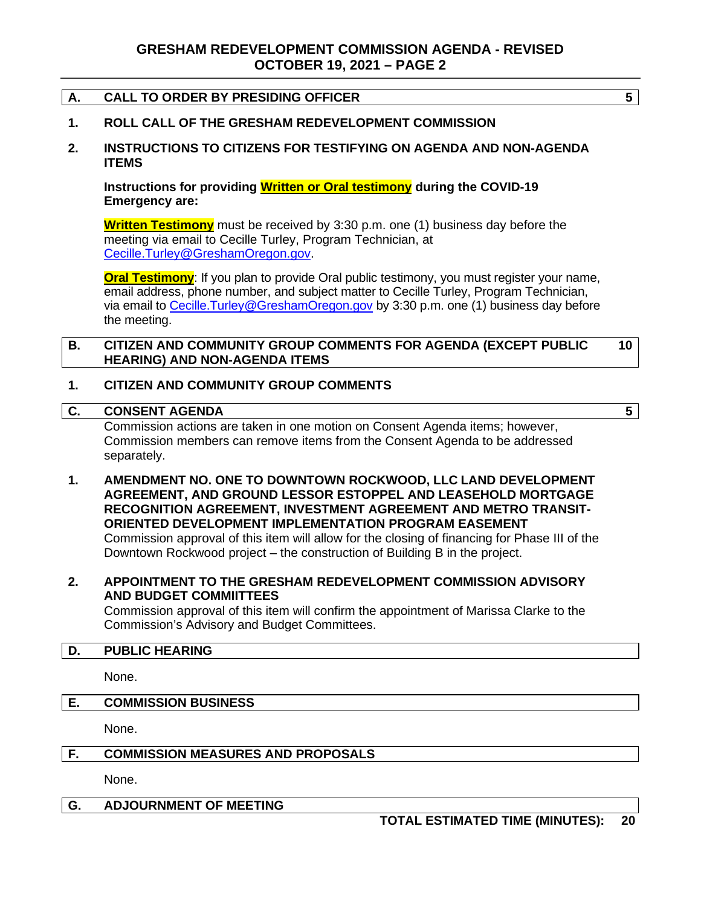## A. CALL TO ORDER BY PRESIDING OFFICER — 5

**1. ROLL CALL OF THE GRESHAM REDEVELOPMENT COMMISSION**

**2. INSTRUCTIONS TO CITIZENS FOR TESTIFYING ON AGENDA AND NON-AGENDA ITEMS**

**Instructions for providing Written or Oral testimony during the COVID-19 Emergency are:**

**Written Testimony** must be received by 3:30 p.m. one (1) business day before the meeting via email to Cecille Turley, Program Technician, at Cecille.Turley@GreshamOregon.gov.

**Oral Testimony**: If you plan to provide Oral public testimony, you must register your name, email address, phone number, and subject matter to Cecille Turley, Program Technician, via email to Cecille.Turley@GreshamOregon.gov by 3:30 p.m. one (1) business day before the meeting.

## B. CITIZEN AND COMMUNITY GROUP COMMENTS FOR AGENDA (EXCEPT PUBLIC HEARING) AND NON-AGENDA ITEMS — 10

**1. CITIZEN AND COMMUNITY GROUP COMMENTS**

## C. CONSENT AGENDA — 5

Commission actions are taken in one motion on Consent Agenda items; however, Commission members can remove items from the Consent Agenda to be addressed separately.

**1. AMENDMENT NO. ONE TO DOWNTOWN ROCKWOOD, LLC LAND DEVELOPMENT AGREEMENT, AND GROUND LESSOR ESTOPPEL AND LEASEHOLD MORTGAGE RECOGNITION AGREEMENT, INVESTMENT AGREEMENT AND METRO TRANSIT-ORIENTED DEVELOPMENT IMPLEMENTATION PROGRAM EASEMENT**

Commission approval of this item will allow for the closing of financing for Phase III of the Downtown Rockwood project – the construction of Building B in the project.

**2. APPOINTMENT TO THE GRESHAM REDEVELOPMENT COMMISSION ADVISORY AND BUDGET COMMIITTEES**

Commission approval of this item will confirm the appointment of Marissa Clarke to the Commission's Advisory and Budget Committees.

## D. PUBLIC HEARING

None.

## E. COMMISSION BUSINESS

None.

## F. COMMISSION MEASURES AND PROPOSALS

None.

## G. ADJOURNMENT OF MEETING

**TOTAL ESTIMATED TIME (MINUTES): 20**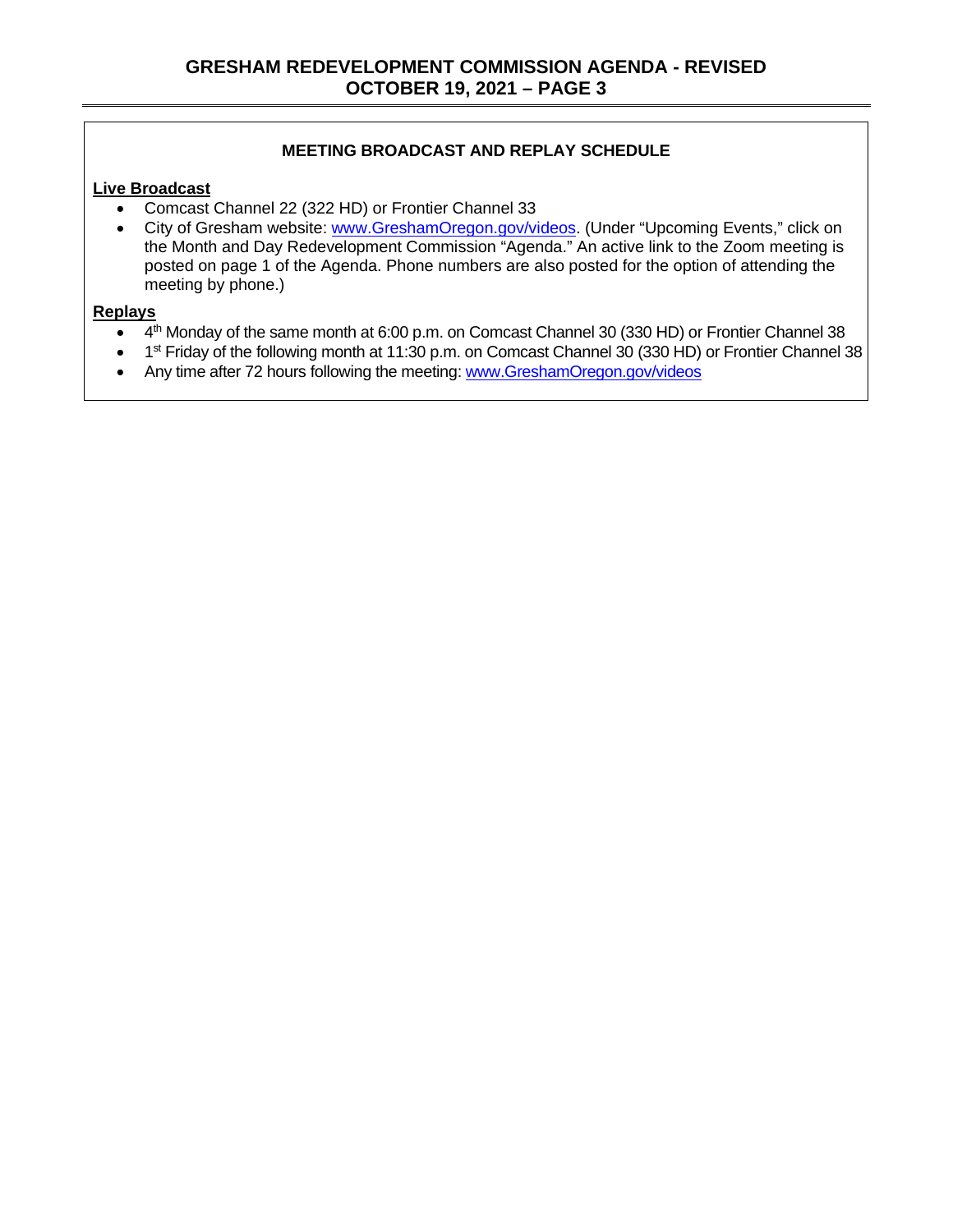## MEETING BROADCAST AND REPLAY SCHEDULE

**Live Broadcast**

- Comcast Channel 22 (322 HD) or Frontier Channel 33
- City of Gresham website: [www.GreshamOregon.gov/videos](http://www.GreshamOregon.gov/videos). (Under "Upcoming Events," click on the Month and Day Redevelopment Commission "Agenda." An active link to the Zoom meeting is posted on page 1 of the Agenda. Phone numbers are also posted for the option of attending the meeting by phone.)

**Replays**

- 4th Monday of the same month at 6:00 p.m. on Comcast Channel 30 (330 HD) or Frontier Channel 38
- 1st Friday of the following month at 11:30 p.m. on Comcast Channel 30 (330 HD) or Frontier Channel 38
- Any time after 72 hours following the meeting: [www.GreshamOregon.gov/videos](http://www.GreshamOregon.gov/videos)